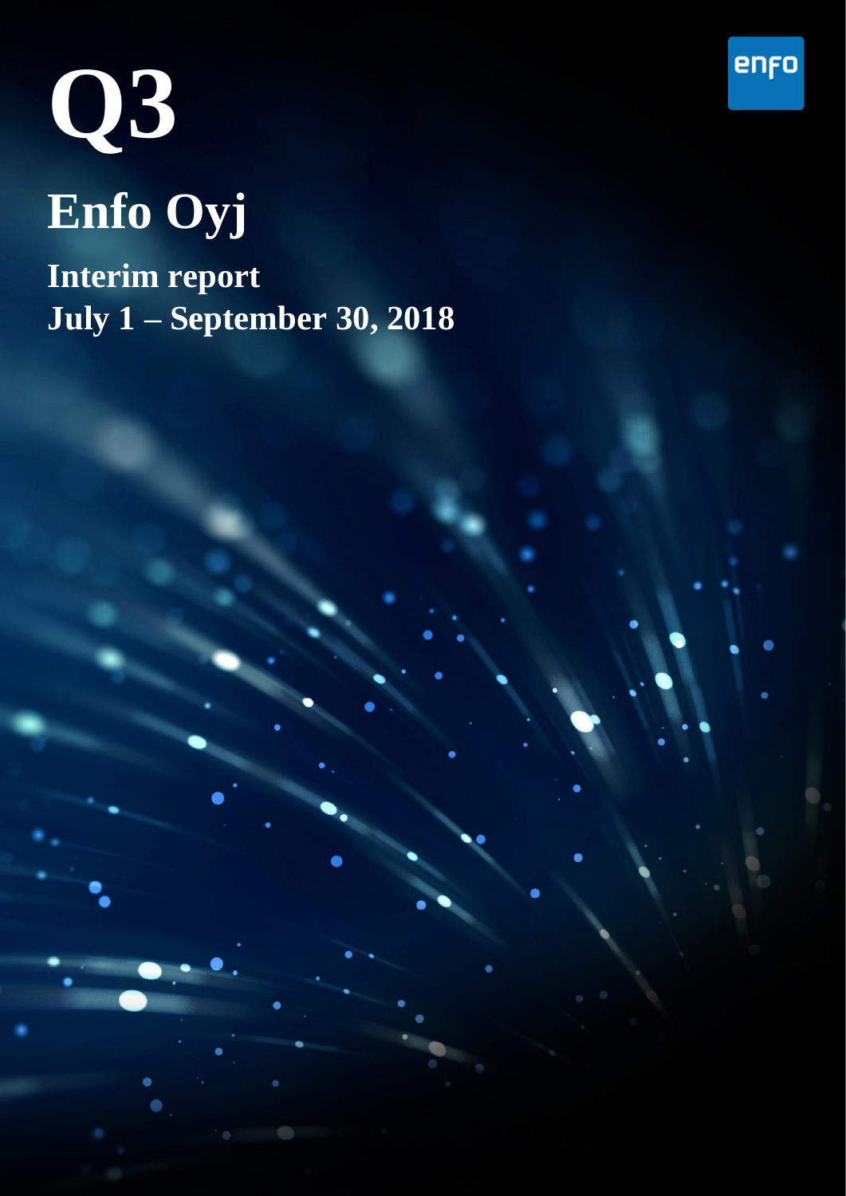# Q3

# Enfo Oyj

## Interim report
## July 1 – September 30, 2018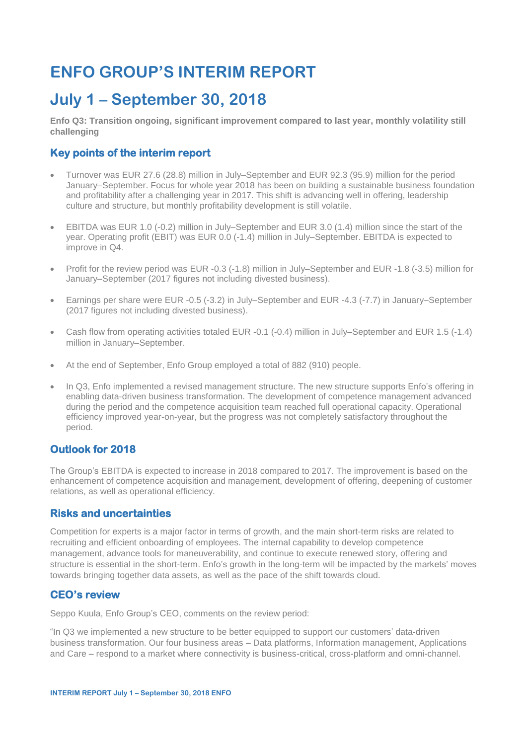# ENFO GROUP'S INTERIM REPORT

# July 1 – September 30, 2018

**Enfo Q3: Transition ongoing, significant improvement compared to last year, monthly volatility still challenging**

## Key points of the interim report

- Turnover was EUR 27.6 (28.8) million in July–September and EUR 92.3 (95.9) million for the period January–September. Focus for whole year 2018 has been on building a sustainable business foundation and profitability after a challenging year in 2017. This shift is advancing well in offering, leadership culture and structure, but monthly profitability development is still volatile.
- EBITDA was EUR 1.0 (-0.2) million in July–September and EUR 3.0 (1.4) million since the start of the year. Operating profit (EBIT) was EUR 0.0 (-1.4) million in July–September. EBITDA is expected to improve in Q4.
- Profit for the review period was EUR -0.3 (-1.8) million in July–September and EUR -1.8 (-3.5) million for January–September (2017 figures not including divested business).
- Earnings per share were EUR -0.5 (-3.2) in July–September and EUR -4.3 (-7.7) in January–September (2017 figures not including divested business).
- Cash flow from operating activities totaled EUR -0.1 (-0.4) million in July–September and EUR 1.5 (-1.4) million in January–September.
- At the end of September, Enfo Group employed a total of 882 (910) people.
- In Q3, Enfo implemented a revised management structure. The new structure supports Enfo's offering in enabling data-driven business transformation. The development of competence management advanced during the period and the competence acquisition team reached full operational capacity. Operational efficiency improved year-on-year, but the progress was not completely satisfactory throughout the period.

## Outlook for 2018

The Group's EBITDA is expected to increase in 2018 compared to 2017. The improvement is based on the enhancement of competence acquisition and management, development of offering, deepening of customer relations, as well as operational efficiency.

## Risks and uncertainties

Competition for experts is a major factor in terms of growth, and the main short-term risks are related to recruiting and efficient onboarding of employees. The internal capability to develop competence management, advance tools for maneuverability, and continue to execute renewed story, offering and structure is essential in the short-term. Enfo's growth in the long-term will be impacted by the markets' moves towards bringing together data assets, as well as the pace of the shift towards cloud.

## CEO's review

Seppo Kuula, Enfo Group's CEO, comments on the review period:

"In Q3 we implemented a new structure to be better equipped to support our customers' data-driven business transformation. Our four business areas – Data platforms, Information management, Applications and Care – respond to a market where connectivity is business-critical, cross-platform and omni-channel.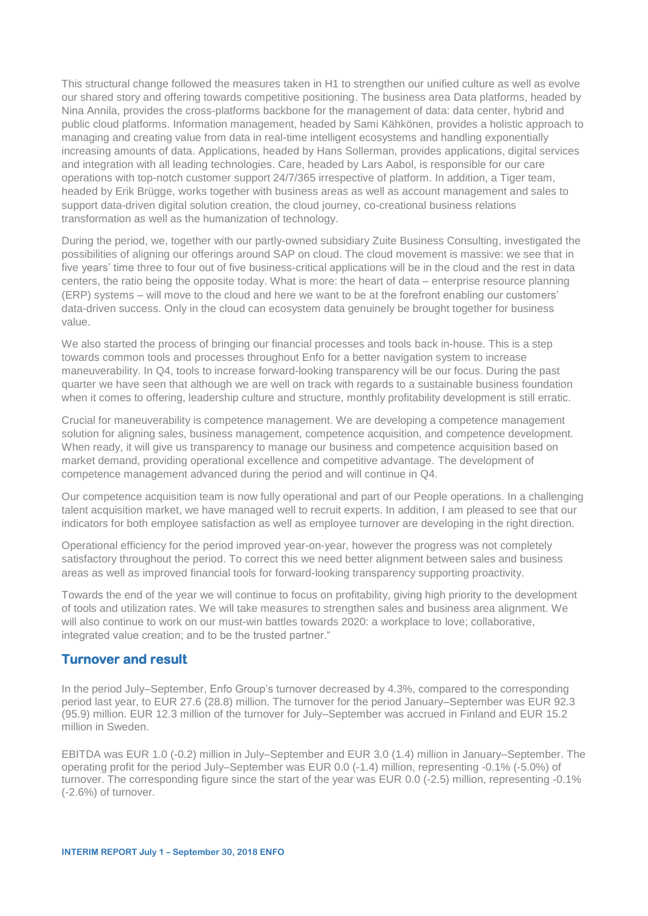This structural change followed the measures taken in H1 to strengthen our unified culture as well as evolve our shared story and offering towards competitive positioning. The business area Data platforms, headed by Nina Annila, provides the cross-platforms backbone for the management of data: data center, hybrid and public cloud platforms. Information management, headed by Sami Kähkönen, provides a holistic approach to managing and creating value from data in real-time intelligent ecosystems and handling exponentially increasing amounts of data. Applications, headed by Hans Sollerman, provides applications, digital services and integration with all leading technologies. Care, headed by Lars Aabol, is responsible for our care operations with top-notch customer support 24/7/365 irrespective of platform. In addition, a Tiger team, headed by Erik Brügge, works together with business areas as well as account management and sales to support data-driven digital solution creation, the cloud journey, co-creational business relations transformation as well as the humanization of technology.

During the period, we, together with our partly-owned subsidiary Zuite Business Consulting, investigated the possibilities of aligning our offerings around SAP on cloud. The cloud movement is massive: we see that in five years' time three to four out of five business-critical applications will be in the cloud and the rest in data centers, the ratio being the opposite today. What is more: the heart of data – enterprise resource planning (ERP) systems – will move to the cloud and here we want to be at the forefront enabling our customers' data-driven success. Only in the cloud can ecosystem data genuinely be brought together for business value.

We also started the process of bringing our financial processes and tools back in-house. This is a step towards common tools and processes throughout Enfo for a better navigation system to increase maneuverability. In Q4, tools to increase forward-looking transparency will be our focus. During the past quarter we have seen that although we are well on track with regards to a sustainable business foundation when it comes to offering, leadership culture and structure, monthly profitability development is still erratic.

Crucial for maneuverability is competence management. We are developing a competence management solution for aligning sales, business management, competence acquisition, and competence development. When ready, it will give us transparency to manage our business and competence acquisition based on market demand, providing operational excellence and competitive advantage. The development of competence management advanced during the period and will continue in Q4.

Our competence acquisition team is now fully operational and part of our People operations. In a challenging talent acquisition market, we have managed well to recruit experts. In addition, I am pleased to see that our indicators for both employee satisfaction as well as employee turnover are developing in the right direction.

Operational efficiency for the period improved year-on-year, however the progress was not completely satisfactory throughout the period. To correct this we need better alignment between sales and business areas as well as improved financial tools for forward-looking transparency supporting proactivity.

Towards the end of the year we will continue to focus on profitability, giving high priority to the development of tools and utilization rates. We will take measures to strengthen sales and business area alignment. We will also continue to work on our must-win battles towards 2020: a workplace to love; collaborative, integrated value creation; and to be the trusted partner."

## Turnover and result

In the period July–September, Enfo Group's turnover decreased by 4.3%, compared to the corresponding period last year, to EUR 27.6 (28.8) million. The turnover for the period January–September was EUR 92.3 (95.9) million. EUR 12.3 million of the turnover for July–September was accrued in Finland and EUR 15.2 million in Sweden.

EBITDA was EUR 1.0 (-0.2) million in July–September and EUR 3.0 (1.4) million in January–September. The operating profit for the period July–September was EUR 0.0 (-1.4) million, representing -0.1% (-5.0%) of turnover. The corresponding figure since the start of the year was EUR 0.0 (-2.5) million, representing -0.1% (-2.6%) of turnover.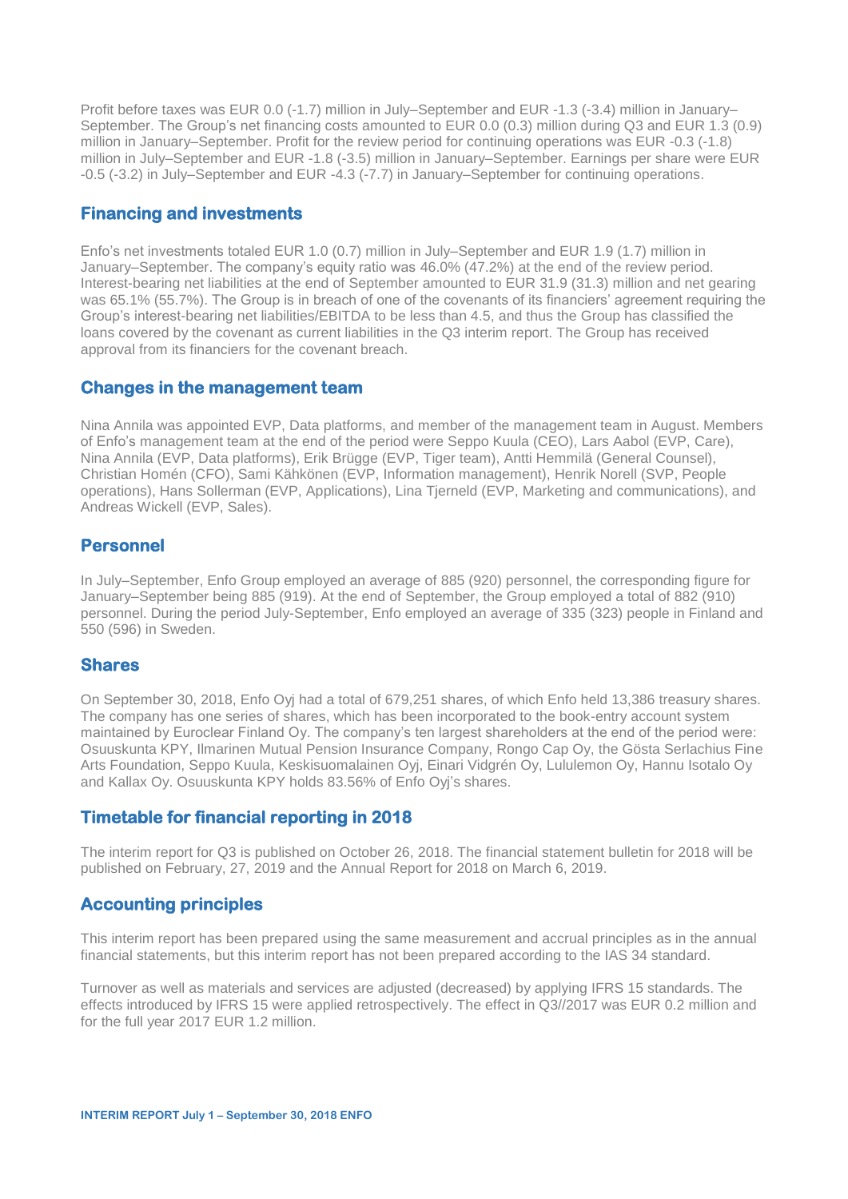Profit before taxes was EUR 0.0 (-1.7) million in July–September and EUR -1.3 (-3.4) million in January–September. The Group's net financing costs amounted to EUR 0.0 (0.3) million during Q3 and EUR 1.3 (0.9) million in January–September. Profit for the review period for continuing operations was EUR -0.3 (-1.8) million in July–September and EUR -1.8 (-3.5) million in January–September. Earnings per share were EUR -0.5 (-3.2) in July–September and EUR -4.3 (-7.7) in January–September for continuing operations.

## Financing and investments

Enfo's net investments totaled EUR 1.0 (0.7) million in July–September and EUR 1.9 (1.7) million in January–September. The company's equity ratio was 46.0% (47.2%) at the end of the review period. Interest-bearing net liabilities at the end of September amounted to EUR 31.9 (31.3) million and net gearing was 65.1% (55.7%). The Group is in breach of one of the covenants of its financiers' agreement requiring the Group's interest-bearing net liabilities/EBITDA to be less than 4.5, and thus the Group has classified the loans covered by the covenant as current liabilities in the Q3 interim report. The Group has received approval from its financiers for the covenant breach.

## Changes in the management team

Nina Annila was appointed EVP, Data platforms, and member of the management team in August. Members of Enfo's management team at the end of the period were Seppo Kuula (CEO), Lars Aabol (EVP, Care), Nina Annila (EVP, Data platforms), Erik Brügge (EVP, Tiger team), Antti Hemmilä (General Counsel), Christian Homén (CFO), Sami Kähkönen (EVP, Information management), Henrik Norell (SVP, People operations), Hans Sollerman (EVP, Applications), Lina Tjerneld (EVP, Marketing and communications), and Andreas Wickell (EVP, Sales).

## Personnel

In July–September, Enfo Group employed an average of 885 (920) personnel, the corresponding figure for January–September being 885 (919). At the end of September, the Group employed a total of 882 (910) personnel. During the period July-September, Enfo employed an average of 335 (323) people in Finland and 550 (596) in Sweden.

## Shares

On September 30, 2018, Enfo Oyj had a total of 679,251 shares, of which Enfo held 13,386 treasury shares. The company has one series of shares, which has been incorporated to the book-entry account system maintained by Euroclear Finland Oy. The company's ten largest shareholders at the end of the period were: Osuuskunta KPY, Ilmarinen Mutual Pension Insurance Company, Rongo Cap Oy, the Gösta Serlachius Fine Arts Foundation, Seppo Kuula, Keskisuomalainen Oyj, Einari Vidgrén Oy, Lululemon Oy, Hannu Isotalo Oy and Kallax Oy. Osuuskunta KPY holds 83.56% of Enfo Oyj's shares.

## Timetable for financial reporting in 2018

The interim report for Q3 is published on October 26, 2018. The financial statement bulletin for 2018 will be published on February, 27, 2019 and the Annual Report for 2018 on March 6, 2019.

## Accounting principles

This interim report has been prepared using the same measurement and accrual principles as in the annual financial statements, but this interim report has not been prepared according to the IAS 34 standard.

Turnover as well as materials and services are adjusted (decreased) by applying IFRS 15 standards. The effects introduced by IFRS 15 were applied retrospectively. The effect in Q3//2017 was EUR 0.2 million and for the full year 2017 EUR 1.2 million.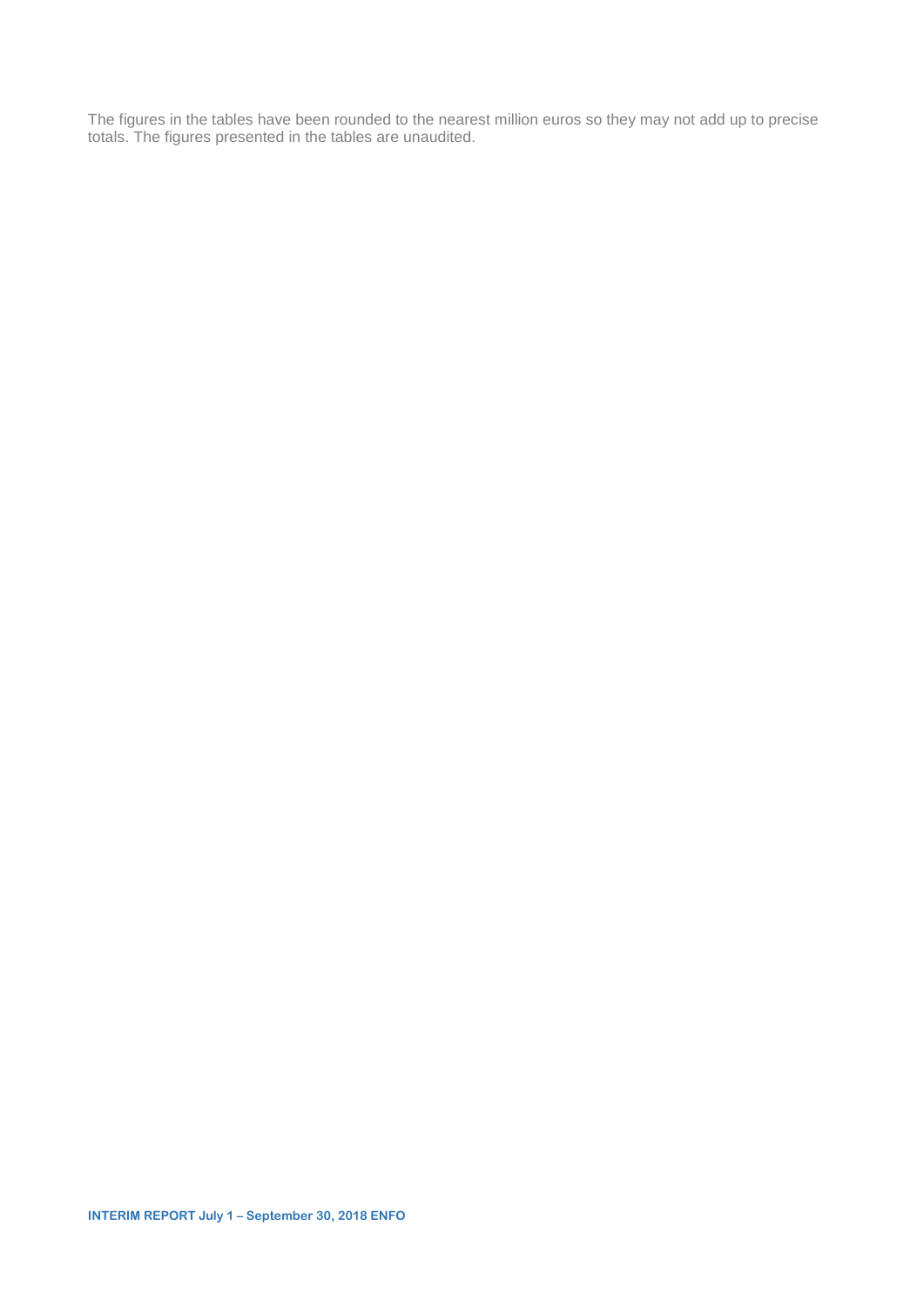The figures in the tables have been rounded to the nearest million euros so they may not add up to precise totals. The figures presented in the tables are unaudited.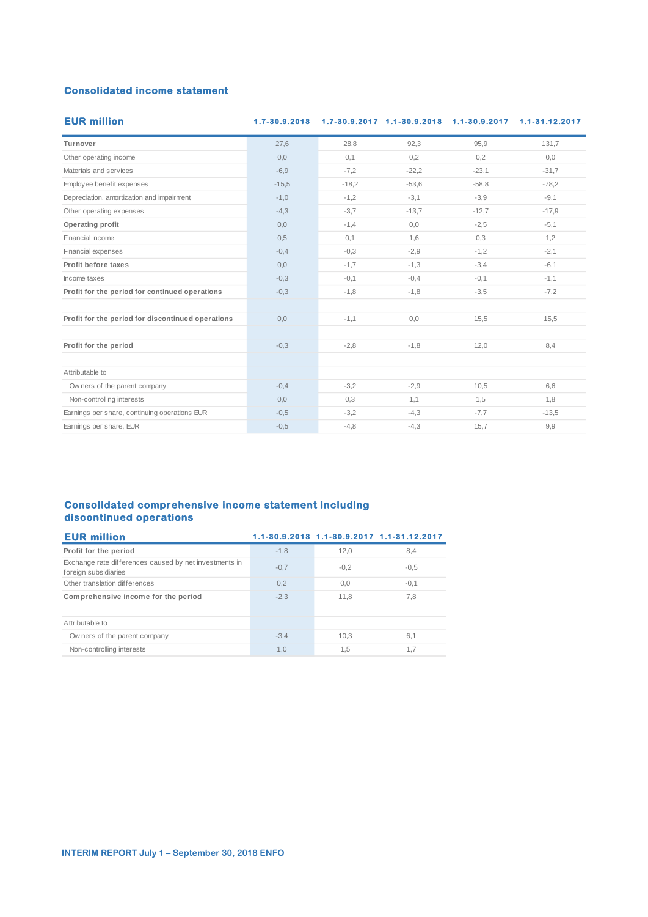## Consolidated income statement

| EUR million | 1.7-30.9.2018 | 1.7-30.9.2017 | 1.1-30.9.2018 | 1.1-30.9.2017 | 1.1-31.12.2017 |
|---|---|---|---|---|---|
| **Turnover** | 27,6 | 28,8 | 92,3 | 95,9 | 131,7 |
| Other operating income | 0,0 | 0,1 | 0,2 | 0,2 | 0,0 |
| Materials and services | -6,9 | -7,2 | -22,2 | -23,1 | -31,7 |
| Employee benefit expenses | -15,5 | -18,2 | -53,6 | -58,8 | -78,2 |
| Depreciation, amortization and impairment | -1,0 | -1,2 | -3,1 | -3,9 | -9,1 |
| Other operating expenses | -4,3 | -3,7 | -13,7 | -12,7 | -17,9 |
| **Operating profit** | 0,0 | -1,4 | 0,0 | -2,5 | -5,1 |
| Financial income | 0,5 | 0,1 | 1,6 | 0,3 | 1,2 |
| Financial expenses | -0,4 | -0,3 | -2,9 | -1,2 | -2,1 |
| **Profit before taxes** | 0,0 | -1,7 | -1,3 | -3,4 | -6,1 |
| Income taxes | -0,3 | -0,1 | -0,4 | -0,1 | -1,1 |
| **Profit for the period for continued operations** | -0,3 | -1,8 | -1,8 | -3,5 | -7,2 |
| | | | | | |
| **Profit for the period for discontinued operations** | 0,0 | -1,1 | 0,0 | 15,5 | 15,5 |
| | | | | | |
| **Profit for the period** | -0,3 | -2,8 | -1,8 | 12,0 | 8,4 |
| | | | | | |
| Attributable to | | | | | |
| Owners of the parent company | -0,4 | -3,2 | -2,9 | 10,5 | 6,6 |
| Non-controlling interests | 0,0 | 0,3 | 1,1 | 1,5 | 1,8 |
| Earnings per share, continuing operations EUR | -0,5 | -3,2 | -4,3 | -7,7 | -13,5 |
| Earnings per share, EUR | -0,5 | -4,8 | -4,3 | 15,7 | 9,9 |

## Consolidated comprehensive income statement including discontinued operations

| EUR million | 1.1-30.9.2018 | 1.1-30.9.2017 | 1.1-31.12.2017 |
|---|---|---|---|
| **Profit for the period** | -1,8 | 12,0 | 8,4 |
| Exchange rate differences caused by net investments in foreign subsidiaries | -0,7 | -0,2 | -0,5 |
| Other translation differences | 0,2 | 0,0 | -0,1 |
| **Comprehensive income for the period** | -2,3 | 11,8 | 7,8 |
| | | | |
| Attributable to | | | |
| Owners of the parent company | -3,4 | 10,3 | 6,1 |
| Non-controlling interests | 1,0 | 1,5 | 1,7 |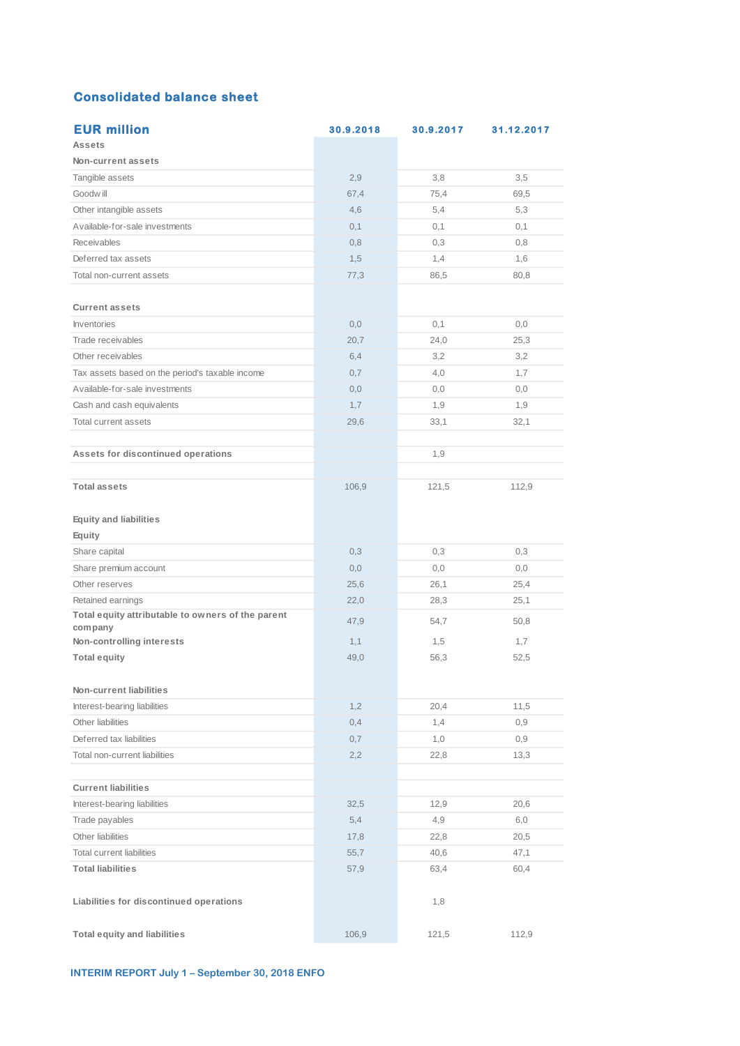## Consolidated balance sheet

| EUR million | 30.9.2018 | 30.9.2017 | 31.12.2017 |
|---|---|---|---|
| **Assets** | | | |
| **Non-current assets** | | | |
| Tangible assets | 2,9 | 3,8 | 3,5 |
| Goodwill | 67,4 | 75,4 | 69,5 |
| Other intangible assets | 4,6 | 5,4 | 5,3 |
| Available-for-sale investments | 0,1 | 0,1 | 0,1 |
| Receivables | 0,8 | 0,3 | 0,8 |
| Deferred tax assets | 1,5 | 1,4 | 1,6 |
| Total non-current assets | 77,3 | 86,5 | 80,8 |
| | | | |
| **Current assets** | | | |
| Inventories | 0,0 | 0,1 | 0,0 |
| Trade receivables | 20,7 | 24,0 | 25,3 |
| Other receivables | 6,4 | 3,2 | 3,2 |
| Tax assets based on the period's taxable income | 0,7 | 4,0 | 1,7 |
| Available-for-sale investments | 0,0 | 0,0 | 0,0 |
| Cash and cash equivalents | 1,7 | 1,9 | 1,9 |
| Total current assets | 29,6 | 33,1 | 32,1 |
| | | | |
| **Assets for discontinued operations** | | 1,9 | |
| | | | |
| **Total assets** | 106,9 | 121,5 | 112,9 |
| | | | |
| **Equity and liabilities** | | | |
| **Equity** | | | |
| Share capital | 0,3 | 0,3 | 0,3 |
| Share premium account | 0,0 | 0,0 | 0,0 |
| Other reserves | 25,6 | 26,1 | 25,4 |
| Retained earnings | 22,0 | 28,3 | 25,1 |
| **Total equity attributable to owners of the parent company** | 47,9 | 54,7 | 50,8 |
| **Non-controlling interests** | 1,1 | 1,5 | 1,7 |
| **Total equity** | 49,0 | 56,3 | 52,5 |
| | | | |
| **Non-current liabilities** | | | |
| Interest-bearing liabilities | 1,2 | 20,4 | 11,5 |
| Other liabilities | 0,4 | 1,4 | 0,9 |
| Deferred tax liabilities | 0,7 | 1,0 | 0,9 |
| Total non-current liabilities | 2,2 | 22,8 | 13,3 |
| | | | |
| **Current liabilities** | | | |
| Interest-bearing liabilities | 32,5 | 12,9 | 20,6 |
| Trade payables | 5,4 | 4,9 | 6,0 |
| Other liabilities | 17,8 | 22,8 | 20,5 |
| Total current liabilities | 55,7 | 40,6 | 47,1 |
| **Total liabilities** | 57,9 | 63,4 | 60,4 |
| | | | |
| **Liabilities for discontinued operations** | | 1,8 | |
| | | | |
| **Total equity and liabilities** | 106,9 | 121,5 | 112,9 |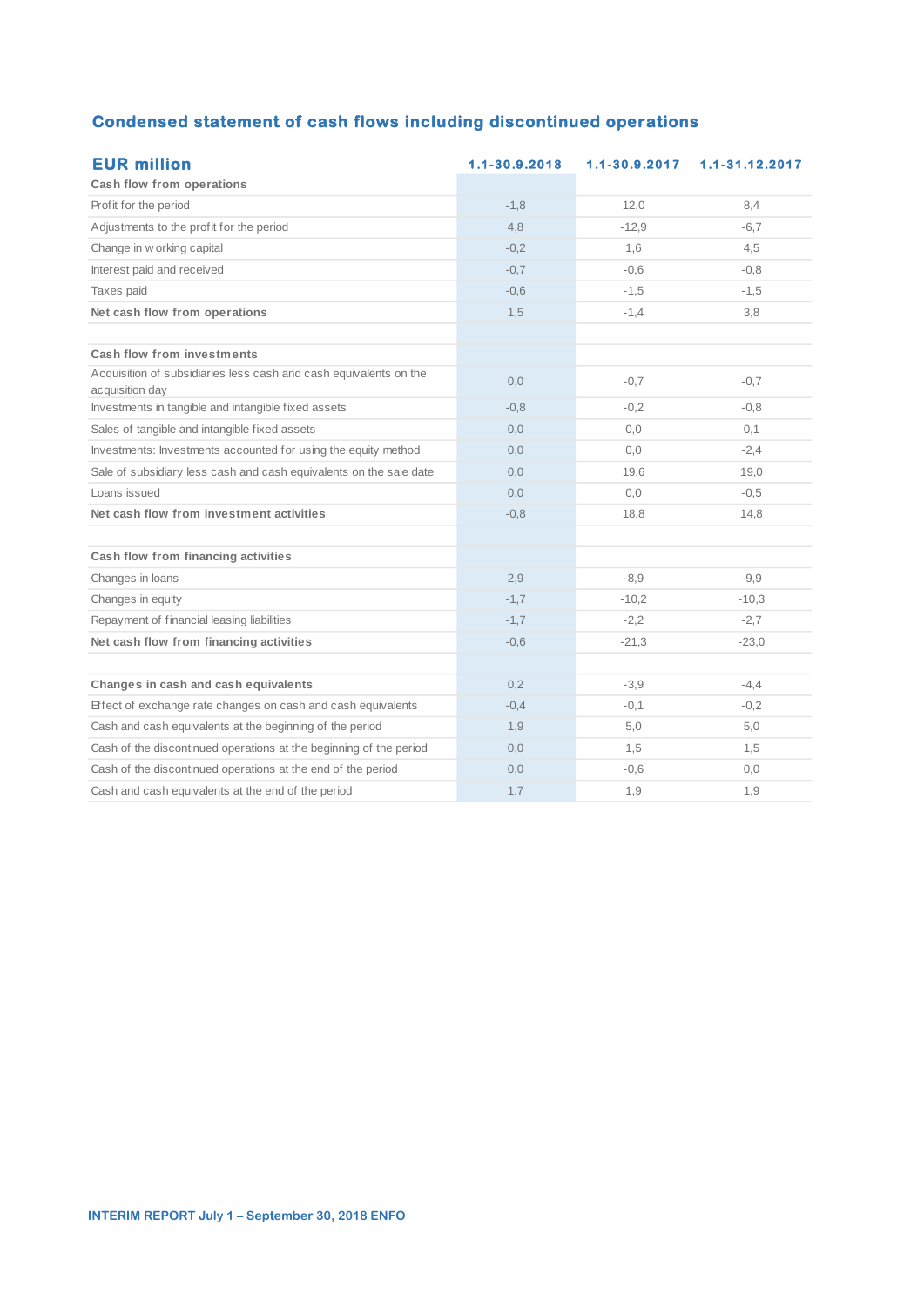## Condensed statement of cash flows including discontinued operations

| EUR million | 1.1-30.9.2018 | 1.1-30.9.2017 | 1.1-31.12.2017 |
|---|---|---|---|
| **Cash flow from operations** | | | |
| Profit for the period | -1,8 | 12,0 | 8,4 |
| Adjustments to the profit for the period | 4,8 | -12,9 | -6,7 |
| Change in working capital | -0,2 | 1,6 | 4,5 |
| Interest paid and received | -0,7 | -0,6 | -0,8 |
| Taxes paid | -0,6 | -1,5 | -1,5 |
| **Net cash flow from operations** | 1,5 | -1,4 | 3,8 |
| | | | |
| **Cash flow from investments** | | | |
| Acquisition of subsidiaries less cash and cash equivalents on the acquisition day | 0,0 | -0,7 | -0,7 |
| Investments in tangible and intangible fixed assets | -0,8 | -0,2 | -0,8 |
| Sales of tangible and intangible fixed assets | 0,0 | 0,0 | 0,1 |
| Investments: Investments accounted for using the equity method | 0,0 | 0,0 | -2,4 |
| Sale of subsidiary less cash and cash equivalents on the sale date | 0,0 | 19,6 | 19,0 |
| Loans issued | 0,0 | 0,0 | -0,5 |
| **Net cash flow from investment activities** | -0,8 | 18,8 | 14,8 |
| | | | |
| **Cash flow from financing activities** | | | |
| Changes in loans | 2,9 | -8,9 | -9,9 |
| Changes in equity | -1,7 | -10,2 | -10,3 |
| Repayment of financial leasing liabilities | -1,7 | -2,2 | -2,7 |
| **Net cash flow from financing activities** | -0,6 | -21,3 | -23,0 |
| | | | |
| **Changes in cash and cash equivalents** | 0,2 | -3,9 | -4,4 |
| Effect of exchange rate changes on cash and cash equivalents | -0,4 | -0,1 | -0,2 |
| Cash and cash equivalents at the beginning of the period | 1,9 | 5,0 | 5,0 |
| Cash of the discontinued operations at the beginning of the period | 0,0 | 1,5 | 1,5 |
| Cash of the discontinued operations at the end of the period | 0,0 | -0,6 | 0,0 |
| Cash and cash equivalents at the end of the period | 1,7 | 1,9 | 1,9 |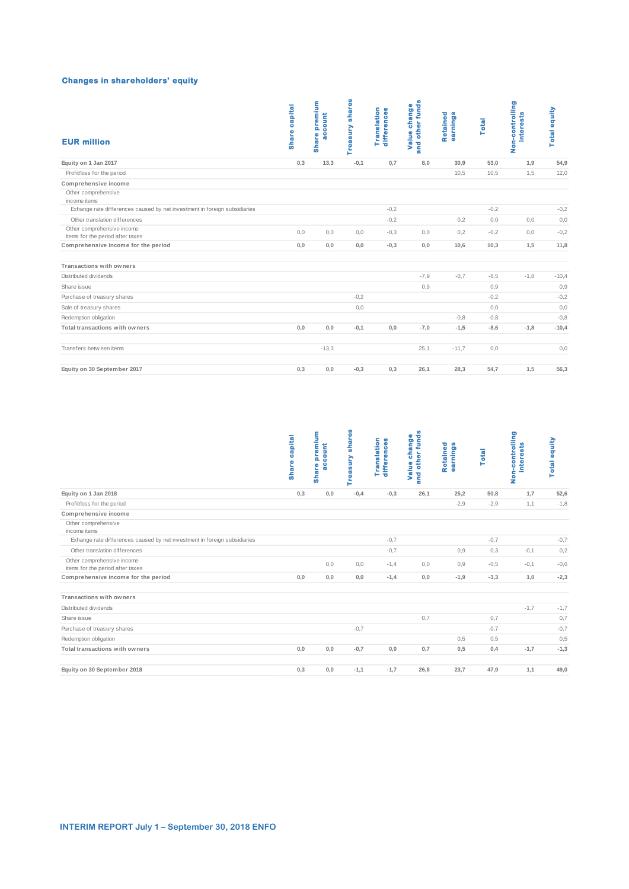## Changes in shareholders' equity

| EUR million | Share capital | Share premium account | Treasury shares | Translation differences | Value change and other funds | Retained earnings | Total | Non-controlling interests | Total equity |
|---|---|---|---|---|---|---|---|---|---|
| **Equity on 1 Jan 2017** | 0,3 | 13,3 | -0,1 | 0,7 | 8,0 | 30,9 | 53,0 | 1,9 | 54,9 |
| Profit/loss for the period | | | | | | 10,5 | 10,5 | 1,5 | 12,0 |
| **Comprehensive income** | | | | | | | | | |
| Other comprehensive income items | | | | | | | | | |
| Exhange rate differences caused by net investment in foreign subsidiaries | | | | -0,2 | | | -0,2 | | -0,2 |
| Other translation differences | | | | -0,2 | | 0,2 | 0,0 | 0,0 | 0,0 |
| Other comprehensive income items for the period after taxes | 0,0 | 0,0 | 0,0 | -0,3 | 0,0 | 0,2 | -0,2 | 0,0 | -0,2 |
| **Comprehensive income for the period** | 0,0 | 0,0 | 0,0 | -0,3 | 0,0 | 10,6 | 10,3 | 1,5 | 11,8 |
| | | | | | | | | | |
| **Transactions with owners** | | | | | | | | | |
| Distributed dividends | | | | | -7,9 | -0,7 | -8,5 | -1,8 | -10,4 |
| Share issue | | | | | 0,9 | | 0,9 | | 0,9 |
| Purchase of treasury shares | | | -0,2 | | | | -0,2 | | -0,2 |
| Sale of treasury shares | | | 0,0 | | | | 0,0 | | 0,0 |
| Redemption obligation | | | | | | -0,8 | -0,8 | | -0,8 |
| **Total transactions with owners** | 0,0 | 0,0 | -0,1 | 0,0 | -7,0 | -1,5 | -8,6 | -1,8 | -10,4 |
| | | | | | | | | | |
| Transfers between items | | -13,3 | | | 25,1 | -11,7 | 0,0 | | 0,0 |
| | | | | | | | | | |
| **Equity on 30 September 2017** | 0,3 | 0,0 | -0,3 | 0,3 | 26,1 | 28,3 | 54,7 | 1,5 | 56,3 |

| | Share capital | Share premium account | Treasury shares | Translation differences | Value change and other funds | Retained earnings | Total | Non-controlling interests | Total equity |
|---|---|---|---|---|---|---|---|---|---|
| **Equity on 1 Jan 2018** | 0,3 | 0,0 | -0,4 | -0,3 | 26,1 | 25,2 | 50,8 | 1,7 | 52,6 |
| Profit/loss for the period | | | | | | -2,9 | -2,9 | 1,1 | -1,8 |
| **Comprehensive income** | | | | | | | | | |
| Other comprehensive income items | | | | | | | | | |
| Exhange rate differences caused by net investment in foreign subsidiaries | | | | -0,7 | | | -0,7 | | -0,7 |
| Other translation differences | | | | -0,7 | | 0,9 | 0,3 | -0,1 | 0,2 |
| Other comprehensive income items for the period after taxes | | 0,0 | 0,0 | -1,4 | 0,0 | 0,9 | -0,5 | -0,1 | -0,6 |
| **Comprehensive income for the period** | 0,0 | 0,0 | 0,0 | -1,4 | 0,0 | -1,9 | -3,3 | 1,0 | -2,3 |
| | | | | | | | | | |
| **Transactions with owners** | | | | | | | | | |
| Distributed dividends | | | | | | | | -1,7 | -1,7 |
| Share issue | | | | | 0,7 | | 0,7 | | 0,7 |
| Purchase of treasury shares | | | -0,7 | | | | -0,7 | | -0,7 |
| Redemption obligation | | | | | | 0,5 | 0,5 | | 0,5 |
| **Total transactions with owners** | 0,0 | 0,0 | -0,7 | 0,0 | 0,7 | 0,5 | 0,4 | -1,7 | -1,3 |
| | | | | | | | | | |
| **Equity on 30 September 2018** | 0,3 | 0,0 | -1,1 | -1,7 | 26,8 | 23,7 | 47,9 | 1,1 | 49,0 |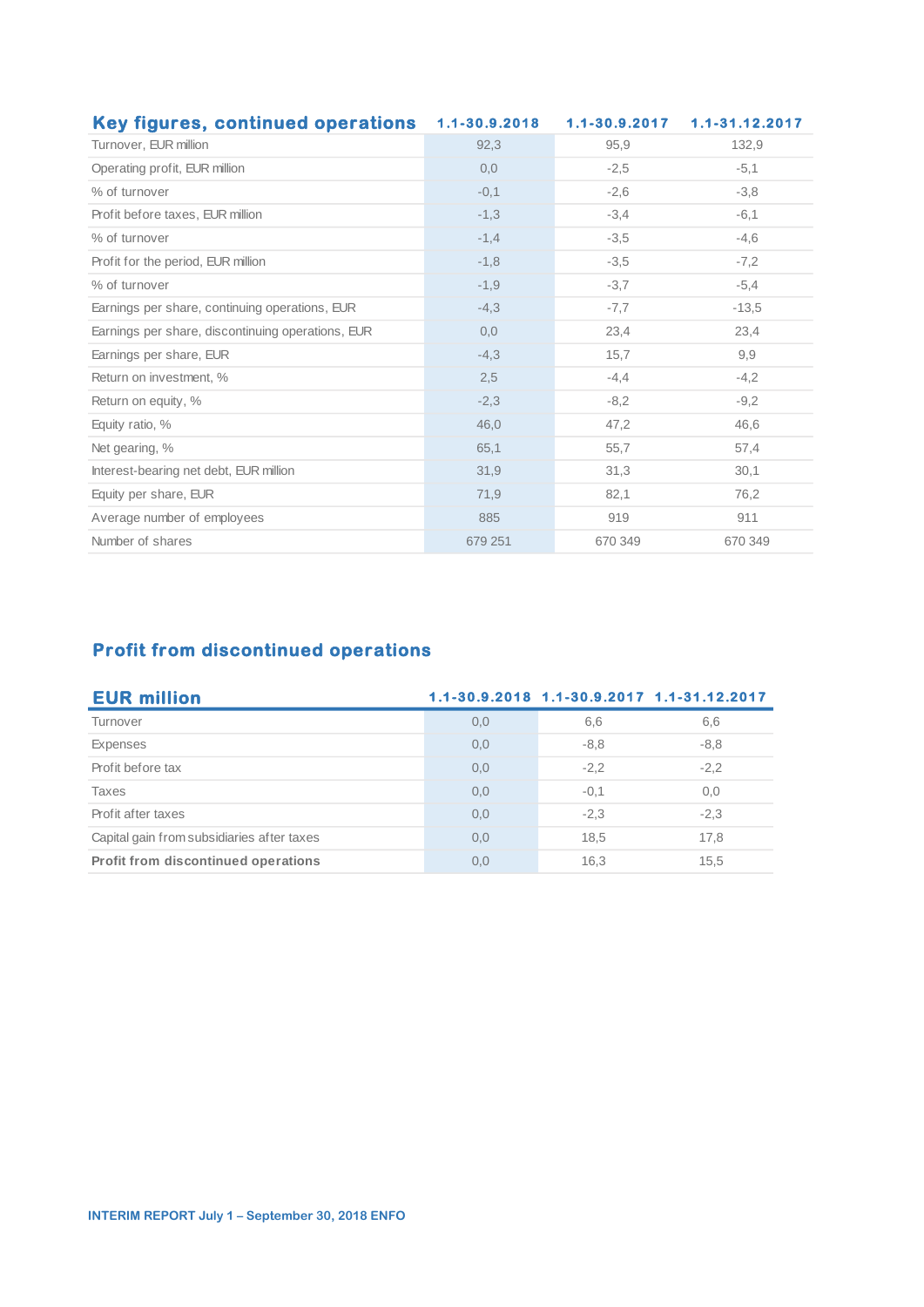| Key figures, continued operations | 1.1-30.9.2018 | 1.1-30.9.2017 | 1.1-31.12.2017 |
|---|---|---|---|
| Turnover, EUR million | 92,3 | 95,9 | 132,9 |
| Operating profit, EUR million | 0,0 | -2,5 | -5,1 |
| % of turnover | -0,1 | -2,6 | -3,8 |
| Profit before taxes, EUR million | -1,3 | -3,4 | -6,1 |
| % of turnover | -1,4 | -3,5 | -4,6 |
| Profit for the period, EUR million | -1,8 | -3,5 | -7,2 |
| % of turnover | -1,9 | -3,7 | -5,4 |
| Earnings per share, continuing operations, EUR | -4,3 | -7,7 | -13,5 |
| Earnings per share, discontinuing operations, EUR | 0,0 | 23,4 | 23,4 |
| Earnings per share, EUR | -4,3 | 15,7 | 9,9 |
| Return on investment, % | 2,5 | -4,4 | -4,2 |
| Return on equity, % | -2,3 | -8,2 | -9,2 |
| Equity ratio, % | 46,0 | 47,2 | 46,6 |
| Net gearing, % | 65,1 | 55,7 | 57,4 |
| Interest-bearing net debt, EUR million | 31,9 | 31,3 | 30,1 |
| Equity per share, EUR | 71,9 | 82,1 | 76,2 |
| Average number of employees | 885 | 919 | 911 |
| Number of shares | 679 251 | 670 349 | 670 349 |

## Profit from discontinued operations

| EUR million | 1.1-30.9.2018 | 1.1-30.9.2017 | 1.1-31.12.2017 |
|---|---|---|---|
| Turnover | 0,0 | 6,6 | 6,6 |
| Expenses | 0,0 | -8,8 | -8,8 |
| Profit before tax | 0,0 | -2,2 | -2,2 |
| Taxes | 0,0 | -0,1 | 0,0 |
| Profit after taxes | 0,0 | -2,3 | -2,3 |
| Capital gain from subsidiaries after taxes | 0,0 | 18,5 | 17,8 |
| **Profit from discontinued operations** | 0,0 | 16,3 | 15,5 |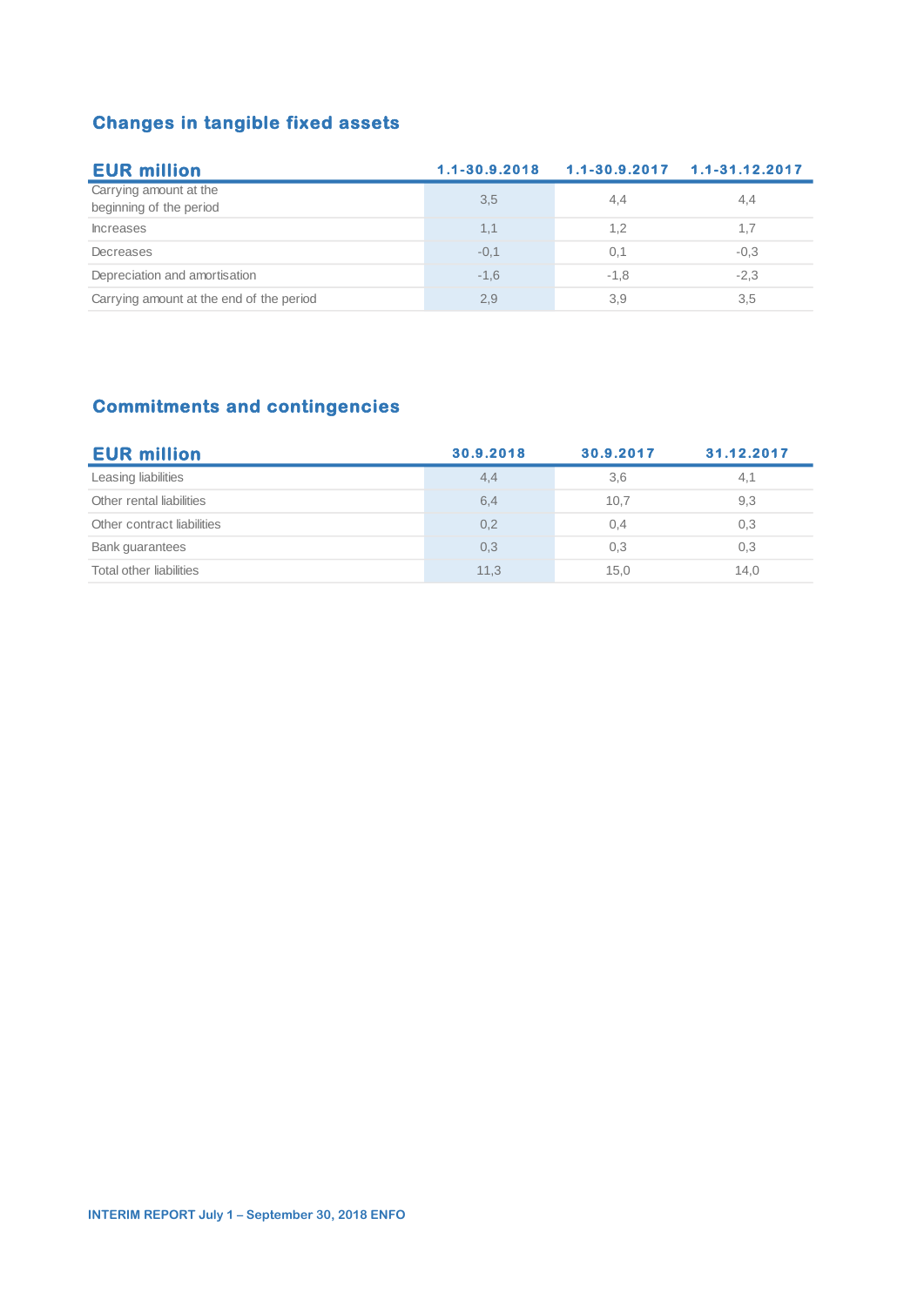## Changes in tangible fixed assets

| EUR million | 1.1-30.9.2018 | 1.1-30.9.2017 | 1.1-31.12.2017 |
|---|---|---|---|
| Carrying amount at the beginning of the period | 3,5 | 4,4 | 4,4 |
| Increases | 1,1 | 1,2 | 1,7 |
| Decreases | -0,1 | 0,1 | -0,3 |
| Depreciation and amortisation | -1,6 | -1,8 | -2,3 |
| Carrying amount at the end of the period | 2,9 | 3,9 | 3,5 |

## Commitments and contingencies

| EUR million | 30.9.2018 | 30.9.2017 | 31.12.2017 |
|---|---|---|---|
| Leasing liabilities | 4,4 | 3,6 | 4,1 |
| Other rental liabilities | 6,4 | 10,7 | 9,3 |
| Other contract liabilities | 0,2 | 0,4 | 0,3 |
| Bank guarantees | 0,3 | 0,3 | 0,3 |
| Total other liabilities | 11,3 | 15,0 | 14,0 |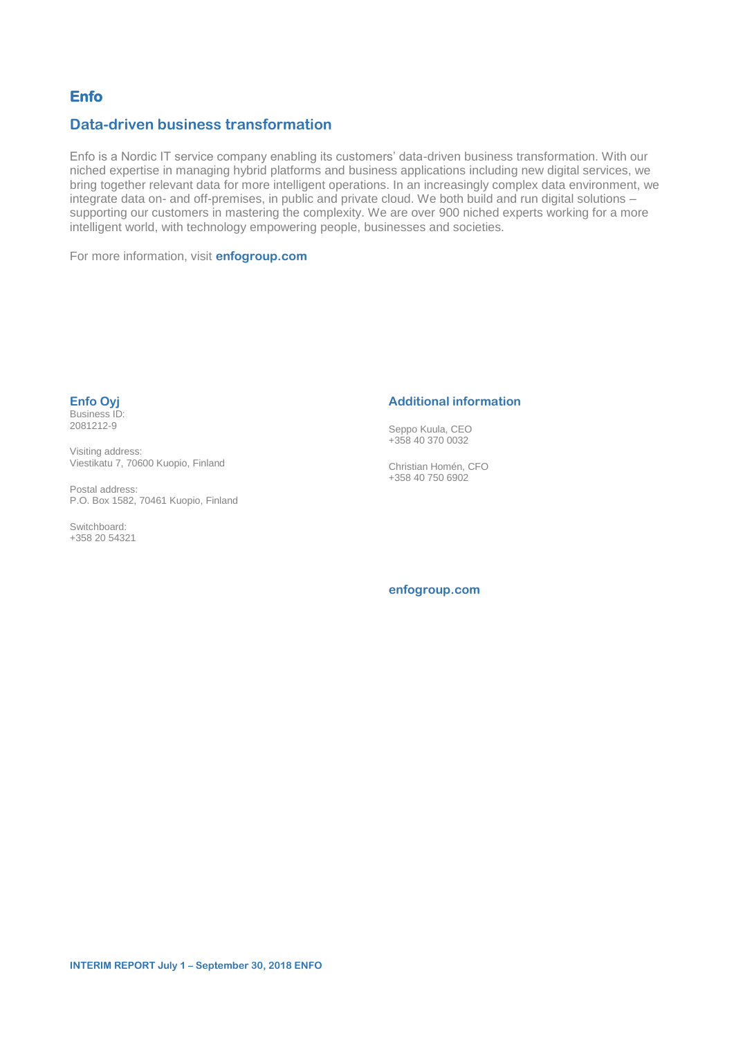# Enfo

## Data-driven business transformation

Enfo is a Nordic IT service company enabling its customers' data-driven business transformation. With our niched expertise in managing hybrid platforms and business applications including new digital services, we bring together relevant data for more intelligent operations. In an increasingly complex data environment, we integrate data on- and off-premises, in public and private cloud. We both build and run digital solutions – supporting our customers in mastering the complexity. We are over 900 niched experts working for a more intelligent world, with technology empowering people, businesses and societies.

For more information, visit **enfogroup.com**

### Enfo Oyj

Business ID:
2081212-9

Visiting address:
Viestikatu 7, 70600 Kuopio, Finland

Postal address:
P.O. Box 1582, 70461 Kuopio, Finland

Switchboard:
+358 20 54321

### Additional information

Seppo Kuula, CEO
+358 40 370 0032

Christian Homén, CFO
+358 40 750 6902

**enfogroup.com**